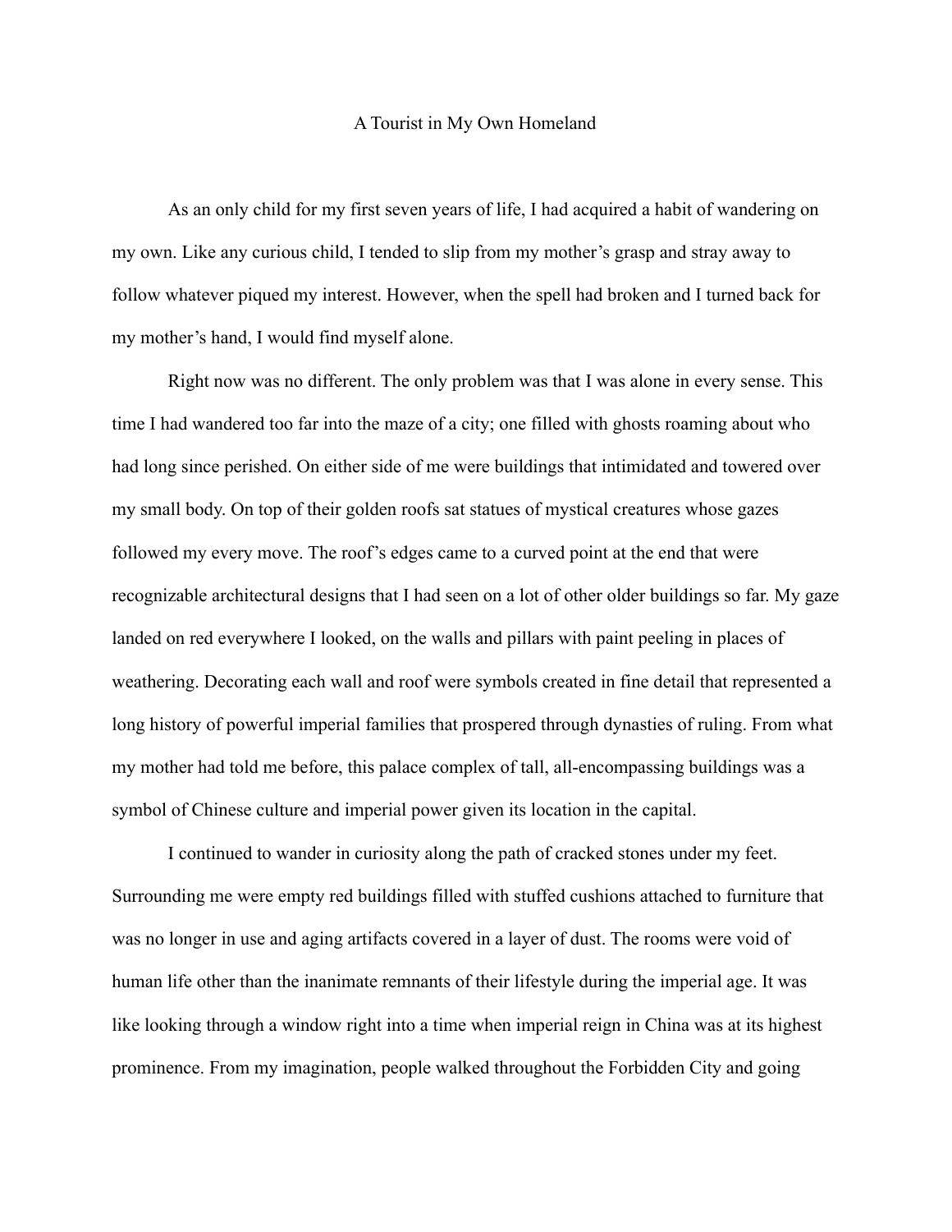# A Tourist in My Own Homeland

As an only child for my first seven years of life, I had acquired a habit of wandering on my own. Like any curious child, I tended to slip from my mother's grasp and stray away to follow whatever piqued my interest. However, when the spell had broken and I turned back for my mother's hand, I would find myself alone.

Right now was no different. The only problem was that I was alone in every sense. This time I had wandered too far into the maze of a city; one filled with ghosts roaming about who had long since perished. On either side of me were buildings that intimidated and towered over my small body. On top of their golden roofs sat statues of mystical creatures whose gazes followed my every move. The roof's edges came to a curved point at the end that were recognizable architectural designs that I had seen on a lot of other older buildings so far. My gaze landed on red everywhere I looked, on the walls and pillars with paint peeling in places of weathering. Decorating each wall and roof were symbols created in fine detail that represented a long history of powerful imperial families that prospered through dynasties of ruling. From what my mother had told me before, this palace complex of tall, all-encompassing buildings was a symbol of Chinese culture and imperial power given its location in the capital.

I continued to wander in curiosity along the path of cracked stones under my feet. Surrounding me were empty red buildings filled with stuffed cushions attached to furniture that was no longer in use and aging artifacts covered in a layer of dust. The rooms were void of human life other than the inanimate remnants of their lifestyle during the imperial age. It was like looking through a window right into a time when imperial reign in China was at its highest prominence. From my imagination, people walked throughout the Forbidden City and going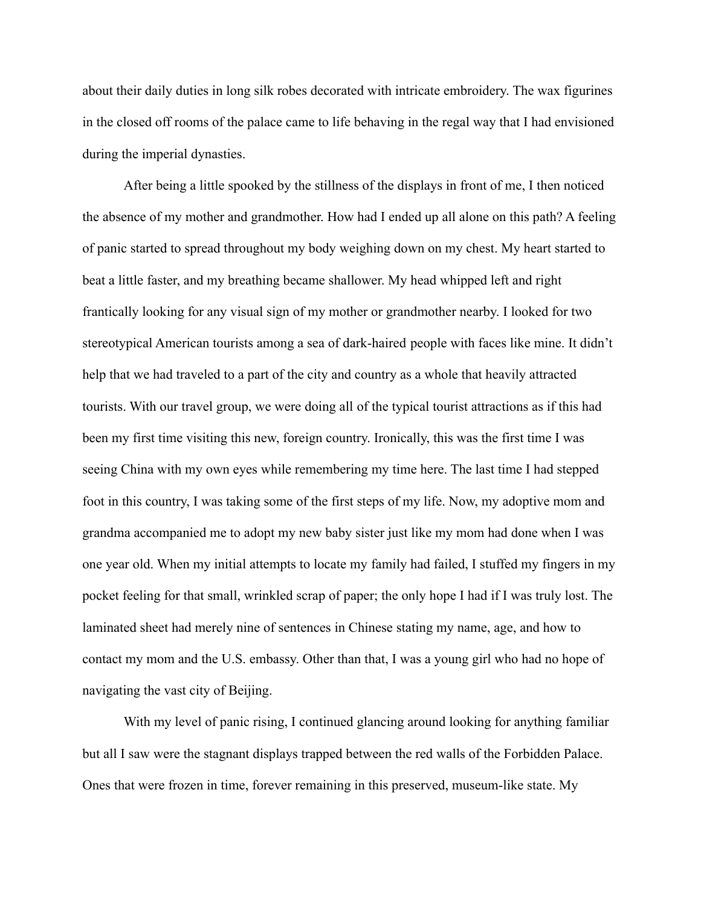about their daily duties in long silk robes decorated with intricate embroidery. The wax figurines in the closed off rooms of the palace came to life behaving in the regal way that I had envisioned during the imperial dynasties.

After being a little spooked by the stillness of the displays in front of me, I then noticed the absence of my mother and grandmother. How had I ended up all alone on this path? A feeling of panic started to spread throughout my body weighing down on my chest. My heart started to beat a little faster, and my breathing became shallower. My head whipped left and right frantically looking for any visual sign of my mother or grandmother nearby. I looked for two stereotypical American tourists among a sea of dark-haired people with faces like mine. It didn't help that we had traveled to a part of the city and country as a whole that heavily attracted tourists. With our travel group, we were doing all of the typical tourist attractions as if this had been my first time visiting this new, foreign country. Ironically, this was the first time I was seeing China with my own eyes while remembering my time here. The last time I had stepped foot in this country, I was taking some of the first steps of my life. Now, my adoptive mom and grandma accompanied me to adopt my new baby sister just like my mom had done when I was one year old. When my initial attempts to locate my family had failed, I stuffed my fingers in my pocket feeling for that small, wrinkled scrap of paper; the only hope I had if I was truly lost. The laminated sheet had merely nine of sentences in Chinese stating my name, age, and how to contact my mom and the U.S. embassy. Other than that, I was a young girl who had no hope of navigating the vast city of Beijing.

With my level of panic rising, I continued glancing around looking for anything familiar but all I saw were the stagnant displays trapped between the red walls of the Forbidden Palace. Ones that were frozen in time, forever remaining in this preserved, museum-like state. My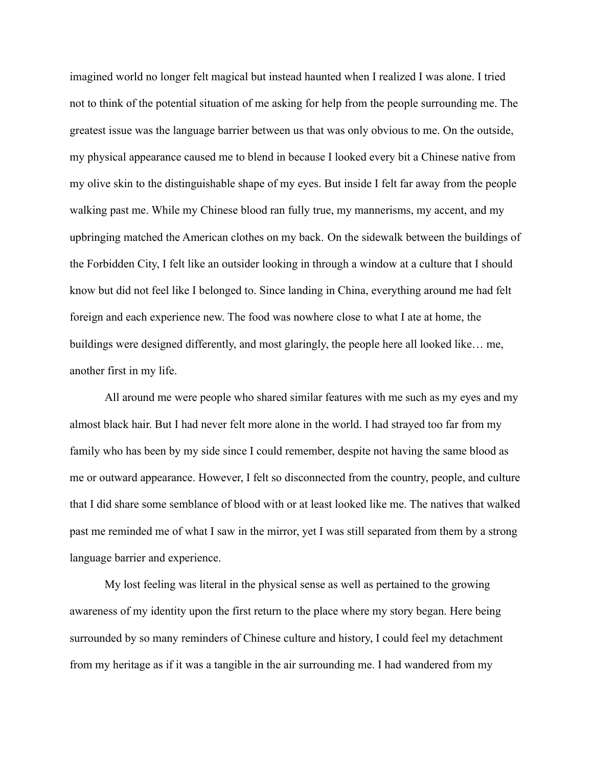imagined world no longer felt magical but instead haunted when I realized I was alone. I tried not to think of the potential situation of me asking for help from the people surrounding me. The greatest issue was the language barrier between us that was only obvious to me. On the outside, my physical appearance caused me to blend in because I looked every bit a Chinese native from my olive skin to the distinguishable shape of my eyes. But inside I felt far away from the people walking past me. While my Chinese blood ran fully true, my mannerisms, my accent, and my upbringing matched the American clothes on my back. On the sidewalk between the buildings of the Forbidden City, I felt like an outsider looking in through a window at a culture that I should know but did not feel like I belonged to. Since landing in China, everything around me had felt foreign and each experience new. The food was nowhere close to what I ate at home, the buildings were designed differently, and most glaringly, the people here all looked like… me, another first in my life.

All around me were people who shared similar features with me such as my eyes and my almost black hair. But I had never felt more alone in the world. I had strayed too far from my family who has been by my side since I could remember, despite not having the same blood as me or outward appearance. However, I felt so disconnected from the country, people, and culture that I did share some semblance of blood with or at least looked like me. The natives that walked past me reminded me of what I saw in the mirror, yet I was still separated from them by a strong language barrier and experience.

My lost feeling was literal in the physical sense as well as pertained to the growing awareness of my identity upon the first return to the place where my story began. Here being surrounded by so many reminders of Chinese culture and history, I could feel my detachment from my heritage as if it was a tangible in the air surrounding me. I had wandered from my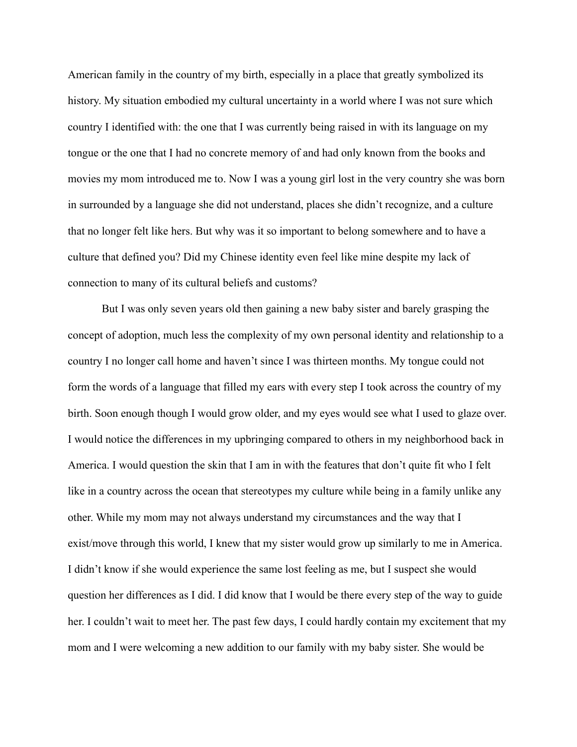American family in the country of my birth, especially in a place that greatly symbolized its history. My situation embodied my cultural uncertainty in a world where I was not sure which country I identified with: the one that I was currently being raised in with its language on my tongue or the one that I had no concrete memory of and had only known from the books and movies my mom introduced me to. Now I was a young girl lost in the very country she was born in surrounded by a language she did not understand, places she didn't recognize, and a culture that no longer felt like hers. But why was it so important to belong somewhere and to have a culture that defined you? Did my Chinese identity even feel like mine despite my lack of connection to many of its cultural beliefs and customs?

But I was only seven years old then gaining a new baby sister and barely grasping the concept of adoption, much less the complexity of my own personal identity and relationship to a country I no longer call home and haven't since I was thirteen months. My tongue could not form the words of a language that filled my ears with every step I took across the country of my birth. Soon enough though I would grow older, and my eyes would see what I used to glaze over. I would notice the differences in my upbringing compared to others in my neighborhood back in America. I would question the skin that I am in with the features that don't quite fit who I felt like in a country across the ocean that stereotypes my culture while being in a family unlike any other. While my mom may not always understand my circumstances and the way that I exist/move through this world, I knew that my sister would grow up similarly to me in America. I didn't know if she would experience the same lost feeling as me, but I suspect she would question her differences as I did. I did know that I would be there every step of the way to guide her. I couldn't wait to meet her. The past few days, I could hardly contain my excitement that my mom and I were welcoming a new addition to our family with my baby sister. She would be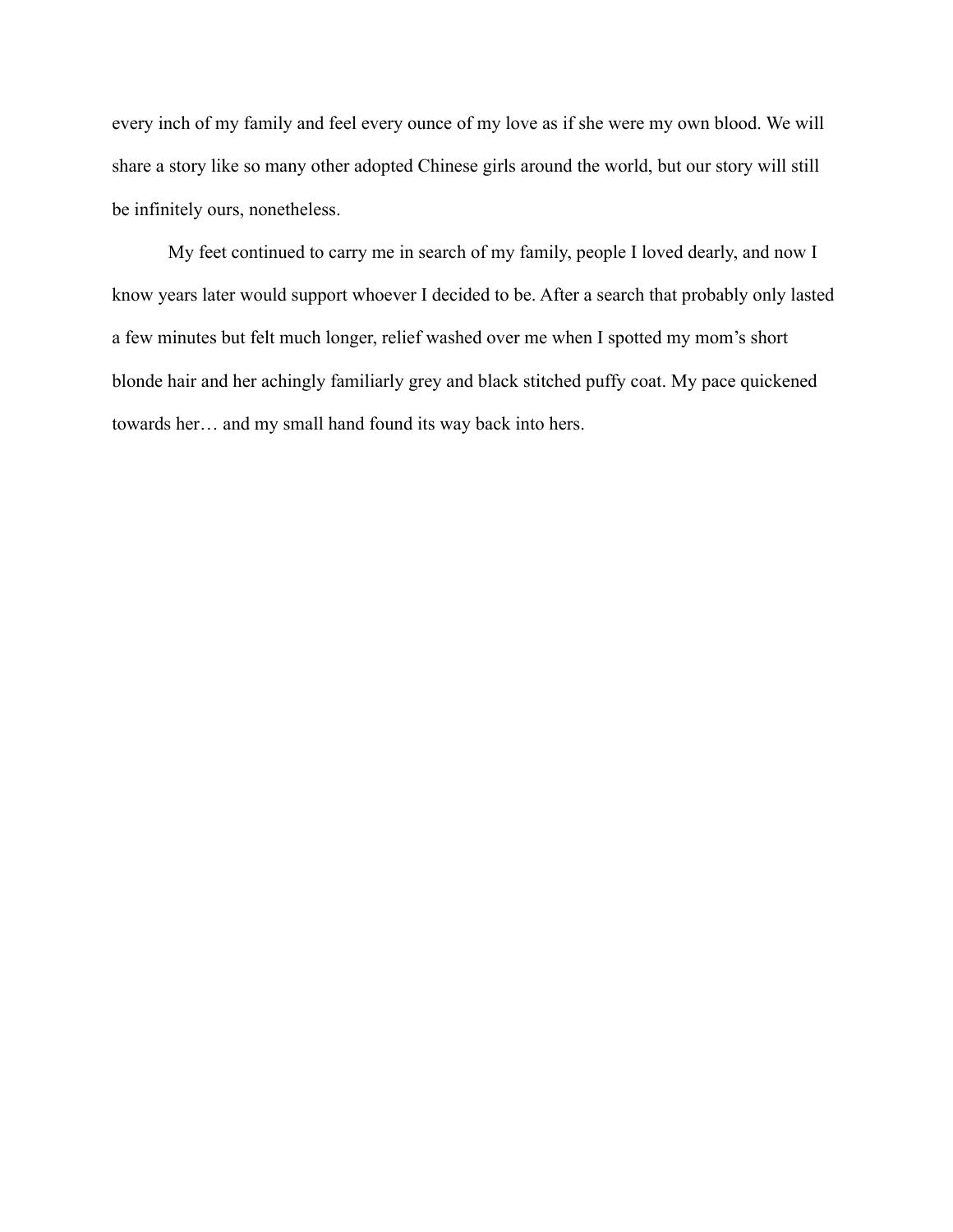every inch of my family and feel every ounce of my love as if she were my own blood. We will share a story like so many other adopted Chinese girls around the world, but our story will still be infinitely ours, nonetheless.

My feet continued to carry me in search of my family, people I loved dearly, and now I know years later would support whoever I decided to be. After a search that probably only lasted a few minutes but felt much longer, relief washed over me when I spotted my mom's short blonde hair and her achingly familiarly grey and black stitched puffy coat. My pace quickened towards her… and my small hand found its way back into hers.